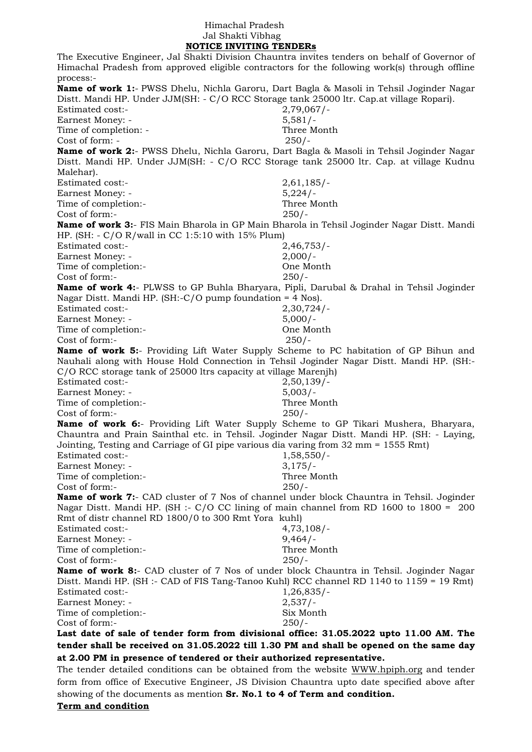Himachal Pradesh
Jal Shakti Vibhag

## NOTICE INVITING TENDERs

The Executive Engineer, Jal Shakti Division Chauntra invites tenders on behalf of Governor of Himachal Pradesh from approved eligible contractors for the following work(s) through offline process:-

**Name of work 1:**- PWSS Dhelu, Nichla Garoru, Dart Bagla & Masoli in Tehsil Joginder Nagar Distt. Mandi HP. Under JJM(SH: - C/O RCC Storage tank 25000 ltr. Cap.at village Ropari).

Estimated cost:- 2,79,067/-
Earnest Money: - 5,581/-
Time of completion: - Three Month
Cost of form: - 250/-

**Name of work 2:**- PWSS Dhelu, Nichla Garoru, Dart Bagla & Masoli in Tehsil Joginder Nagar Distt. Mandi HP. Under JJM(SH: - C/O RCC Storage tank 25000 ltr. Cap. at village Kudnu Malehar).

Estimated cost:- 2,61,185/-
Earnest Money: - 5,224/-
Time of completion:- Three Month
Cost of form:- 250/-

**Name of work 3:**- FIS Main Bharola in GP Main Bharola in Tehsil Joginder Nagar Distt. Mandi HP. (SH: - C/O R/wall in CC 1:5:10 with 15% Plum)

Estimated cost:- 2,46,753/-
Earnest Money: - 2,000/-
Time of completion:- One Month
Cost of form:- 250/-

**Name of work 4:**- PLWSS to GP Buhla Bharyara, Pipli, Darubal & Drahal in Tehsil Joginder Nagar Distt. Mandi HP. (SH:-C/O pump foundation = 4 Nos).

Estimated cost:- 2,30,724/-
Earnest Money: - 5,000/-
Time of completion:- One Month
Cost of form:- 250/-

**Name of work 5:**- Providing Lift Water Supply Scheme to PC habitation of GP Bihun and Nauhali along with House Hold Connection in Tehsil Joginder Nagar Distt. Mandi HP. (SH:- C/O RCC storage tank of 25000 ltrs capacity at village Marenjh)

Estimated cost:- 2,50,139/-
Earnest Money: - 5,003/-
Time of completion:- Three Month
Cost of form:- 250/-

**Name of work 6:**- Providing Lift Water Supply Scheme to GP Tikari Mushera, Bharyara, Chauntra and Prain Sainthal etc. in Tehsil. Joginder Nagar Distt. Mandi HP. (SH: - Laying, Jointing, Testing and Carriage of GI pipe various dia varing from 32 mm = 1555 Rmt)

Estimated cost:- 1,58,550/-
Earnest Money: - 3,175/-
Time of completion:- Three Month
Cost of form:- 250/-

**Name of work 7:**- CAD cluster of 7 Nos of channel under block Chauntra in Tehsil. Joginder Nagar Distt. Mandi HP. (SH :- C/O CC lining of main channel from RD 1600 to 1800 = 200 Rmt of distr channel RD 1800/0 to 300 Rmt Yora kuhl)

Estimated cost:- 4,73,108/-
Earnest Money: - 9,464/-
Time of completion:- Three Month
Cost of form:- 250/-

**Name of work 8:**- CAD cluster of 7 Nos of under block Chauntra in Tehsil. Joginder Nagar Distt. Mandi HP. (SH :- CAD of FIS Tang-Tanoo Kuhl) RCC channel RD 1140 to 1159 = 19 Rmt)

Estimated cost:- 1,26,835/-
Earnest Money: - 2,537/-
Time of completion:- Six Month
Cost of form:- 250/-

**Last date of sale of tender form from divisional office: 31.05.2022 upto 11.00 AM. The tender shall be received on 31.05.2022 till 1.30 PM and shall be opened on the same day at 2.00 PM in presence of tendered or their authorized representative.**

The tender detailed conditions can be obtained from the website WWW.hpiph.org and tender form from office of Executive Engineer, JS Division Chauntra upto date specified above after showing of the documents as mention **Sr. No.1 to 4 of Term and condition.**

**Term and condition**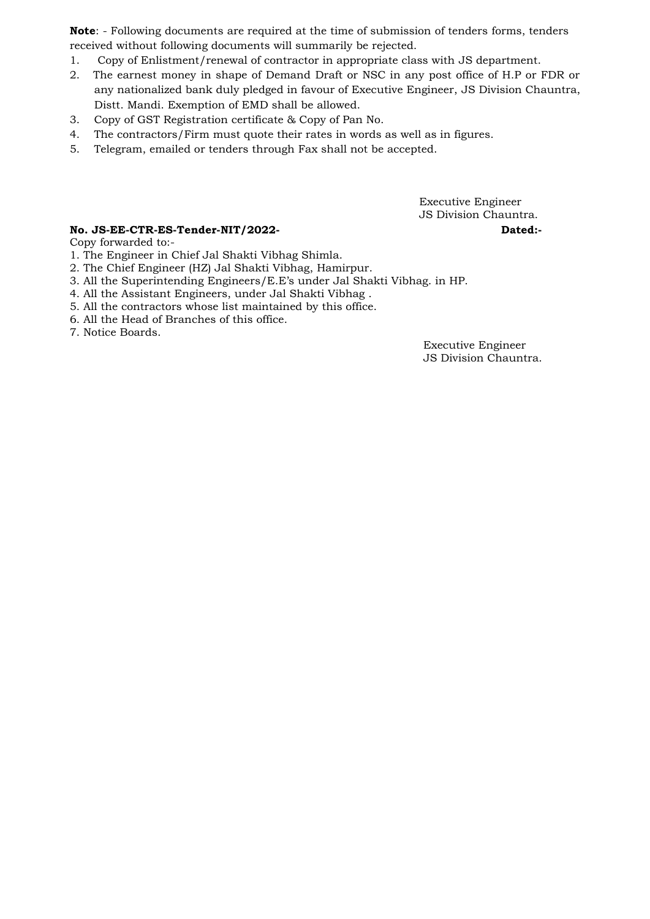**Note**: - Following documents are required at the time of submission of tenders forms, tenders received without following documents will summarily be rejected.

1. Copy of Enlistment/renewal of contractor in appropriate class with JS department.
2. The earnest money in shape of Demand Draft or NSC in any post office of H.P or FDR or any nationalized bank duly pledged in favour of Executive Engineer, JS Division Chauntra, Distt. Mandi. Exemption of EMD shall be allowed.
3. Copy of GST Registration certificate & Copy of Pan No.
4. The contractors/Firm must quote their rates in words as well as in figures.
5. Telegram, emailed or tenders through Fax shall not be accepted.

Executive Engineer
JS Division Chauntra.

**No. JS-EE-CTR-ES-Tender-NIT/2022-** **Dated:-**

Copy forwarded to:-

1. The Engineer in Chief Jal Shakti Vibhag Shimla.
2. The Chief Engineer (HZ) Jal Shakti Vibhag, Hamirpur.
3. All the Superintending Engineers/E.E's under Jal Shakti Vibhag. in HP.
4. All the Assistant Engineers, under Jal Shakti Vibhag .
5. All the contractors whose list maintained by this office.
6. All the Head of Branches of this office.
7. Notice Boards.

Executive Engineer
JS Division Chauntra.